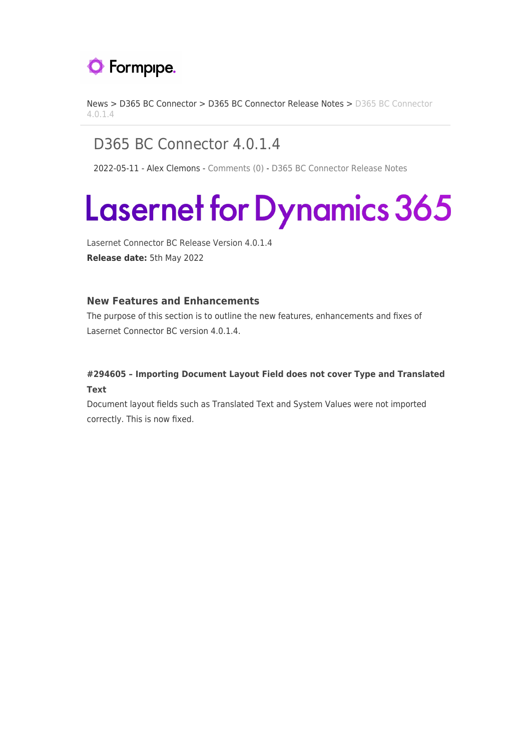Formpipe.

News > D365 BC Connector > D365 BC Connector Release Notes > D365 BC Connector 4.0.1.4

# D365 BC Connector 4.0.1.4

2022-05-11 - Alex Clemons - Comments (0) - D365 BC Connector Release Notes

Lasernet for Dynamics 365

Lasernet Connector BC Release Version 4.0.1.4

**Release date:** 5th May 2022

## New Features and Enhancements

The purpose of this section is to outline the new features, enhancements and fixes of Lasernet Connector BC version 4.0.1.4.

### #294605 – Importing Document Layout Field does not cover Type and Translated Text

Document layout fields such as Translated Text and System Values were not imported correctly. This is now fixed.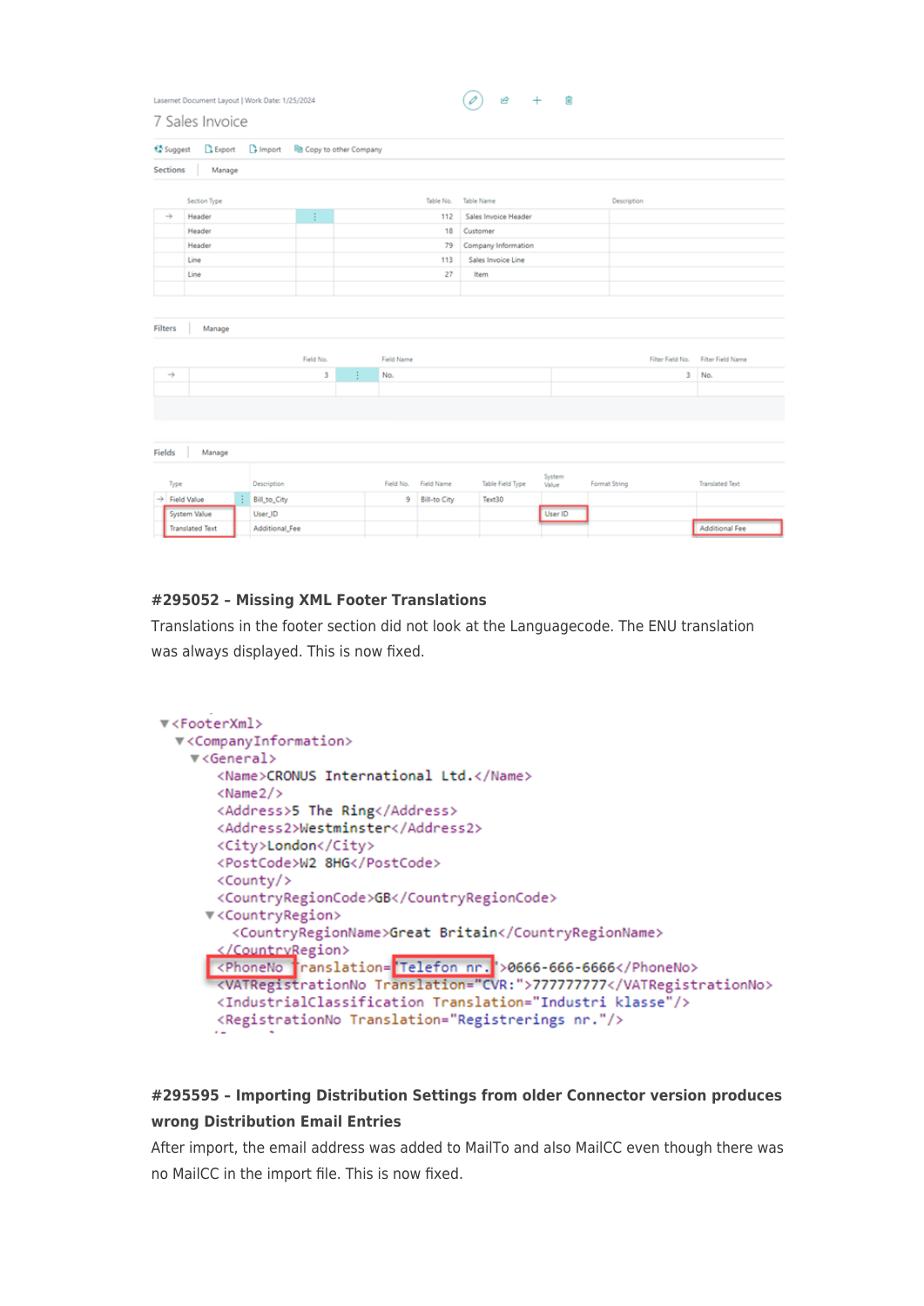Lasernet Document Layout | Work Date: 1/25/2024

7 Sales Invoice

Suggest | Export | Import | Copy to other Company

Sections | Manage

| Section Type | Table No. | Table Name | Description |
|---|---|---|---|
| Header | 112 | Sales Invoice Header | |
| Header | 18 | Customer | |
| Header | 79 | Company Information | |
| Line | 113 | Sales Invoice Line | |
| Line | 27 | Item | |

Filters | Manage

| Field No. | Field Name | Filter Field No. | Filter Field Name |
|---|---|---|---|
| 3 | No. | 3 | No. |

Fields | Manage

| Type | Description | Field No. | Field Name | Table Field Type | System Value | Format String | Translated Text |
|---|---|---|---|---|---|---|---|
| Field Value | Bill_to_City | 9 | Bill-to City | Text30 | | | |
| System Value | User_ID | | | | User ID | | |
| Translated Text | Additional_Fee | | | | | | Additional Fee |

**#295052 – Missing XML Footer Translations**

Translations in the footer section did not look at the Languagecode. The ENU translation was always displayed. This is now fixed.

```
<FooterXml>
  <CompanyInformation>
    <General>
      <Name>CRONUS International Ltd.</Name>
      <Name2/>
      <Address>5 The Ring</Address>
      <Address2>Westminster</Address2>
      <City>London</City>
      <PostCode>W2 8HG</PostCode>
      <County/>
      <CountryRegionCode>GB</CountryRegionCode>
      <CountryRegion>
        <CountryRegionName>Great Britain</CountryRegionName>
      </CountryRegion>
      <PhoneNo Translation="Telefon nr.">0666-666-6666</PhoneNo>
      <VATRegistrationNo Translation="CVR:">777777777</VATRegistrationNo>
      <IndustrialClassification Translation="Industri klasse"/>
      <RegistrationNo Translation="Registrerings nr."/>
```

**#295595 – Importing Distribution Settings from older Connector version produces wrong Distribution Email Entries**

After import, the email address was added to MailTo and also MailCC even though there was no MailCC in the import file. This is now fixed.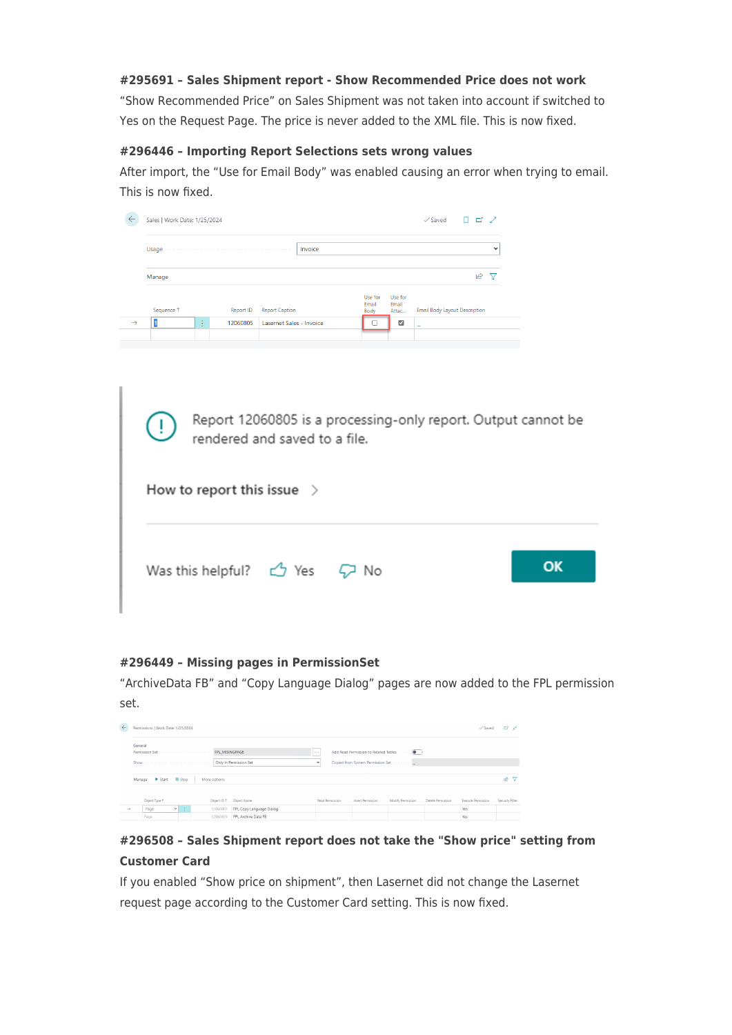#### #295691 – Sales Shipment report - Show Recommended Price does not work

"Show Recommended Price" on Sales Shipment was not taken into account if switched to Yes on the Request Page. The price is never added to the XML file. This is now fixed.

#### #296446 – Importing Report Selections sets wrong values

After import, the "Use for Email Body" was enabled causing an error when trying to email. This is now fixed.

#### #296449 – Missing pages in PermissionSet

"ArchiveData FB" and "Copy Language Dialog" pages are now added to the FPL permission set.

#### #296508 – Sales Shipment report does not take the "Show price" setting from Customer Card

If you enabled "Show price on shipment", then Lasernet did not change the Lasernet request page according to the Customer Card setting. This is now fixed.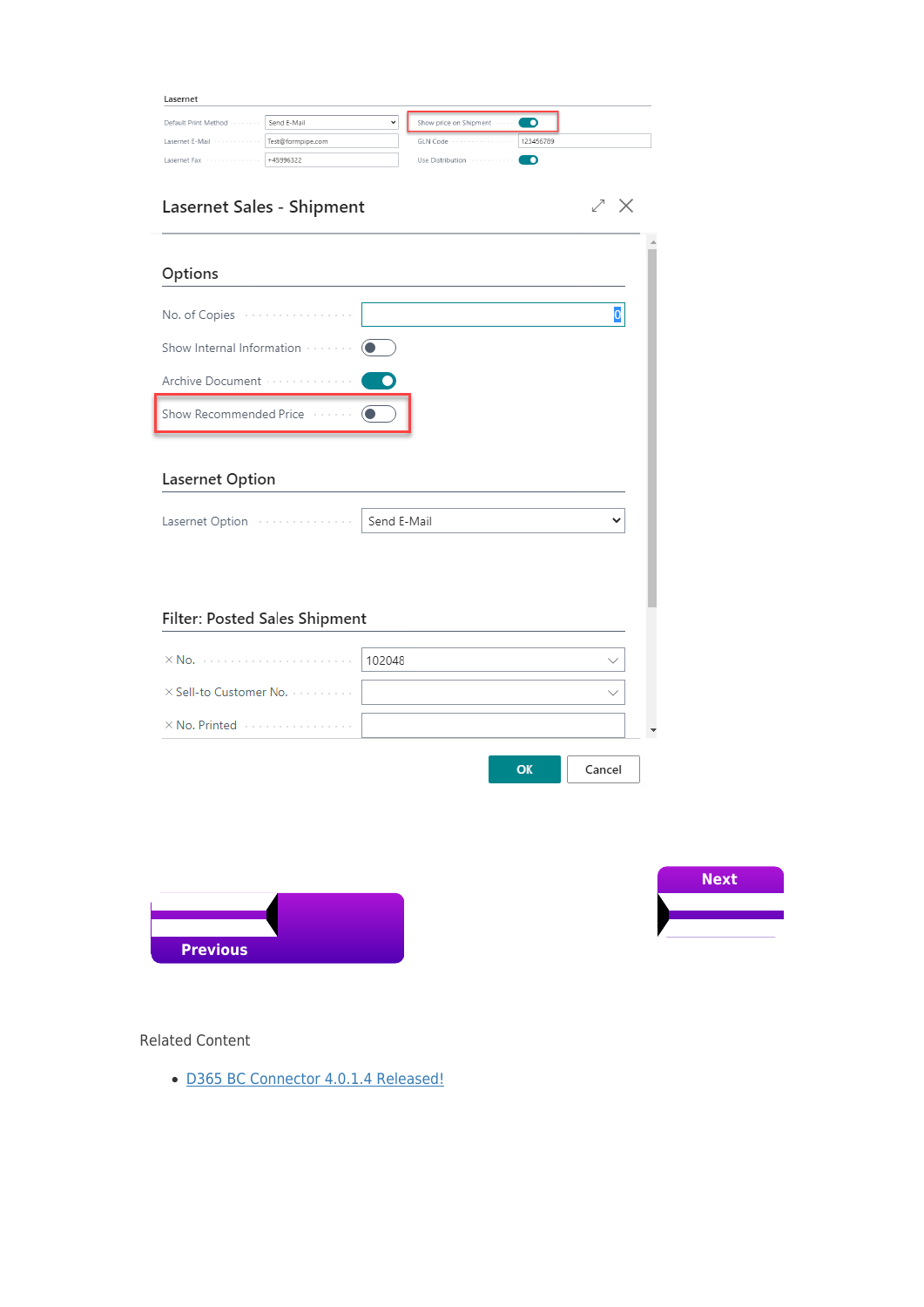Lasernet

| | | | |
|---|---|---|---|
| Default Print Method | Send E-Mail | Show price on Shipment | On |
| Lasernet E-Mail | Test@formpipe.com | GLN Code | 123456789 |
| Lasernet Fax | +45996322 | Use Distribution | On |

## Lasernet Sales - Shipment

### Options

| | |
|---|---|
| No. of Copies | 0 |
| Show Internal Information | Off |
| Archive Document | On |
| Show Recommended Price | Off |

### Lasernet Option

| | |
|---|---|
| Lasernet Option | Send E-Mail |

### Filter: Posted Sales Shipment

| | |
|---|---|
| × No. | 102048 |
| × Sell-to Customer No. | |
| × No. Printed | |

OK Cancel

Previous

Next

Related Content

- D365 BC Connector 4.0.1.4 Released!